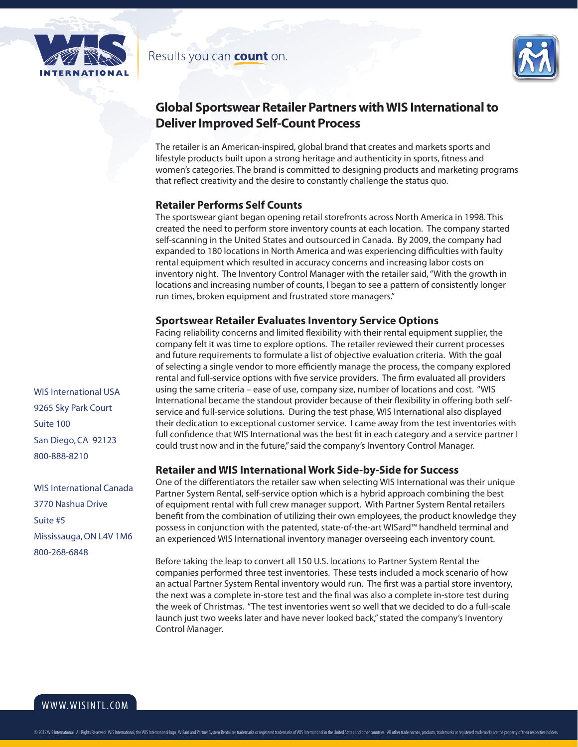Results you can **count** on.

# Global Sportswear Retailer Partners with WIS International to Deliver Improved Self-Count Process

The retailer is an American-inspired, global brand that creates and markets sports and lifestyle products built upon a strong heritage and authenticity in sports, fitness and women's categories. The brand is committed to designing products and marketing programs that reflect creativity and the desire to constantly challenge the status quo.

## Retailer Performs Self Counts

The sportswear giant began opening retail storefronts across North America in 1998. This created the need to perform store inventory counts at each location. The company started self-scanning in the United States and outsourced in Canada. By 2009, the company had expanded to 180 locations in North America and was experiencing difficulties with faulty rental equipment which resulted in accuracy concerns and increasing labor costs on inventory night. The Inventory Control Manager with the retailer said, "With the growth in locations and increasing number of counts, I began to see a pattern of consistently longer run times, broken equipment and frustrated store managers."

## Sportswear Retailer Evaluates Inventory Service Options

Facing reliability concerns and limited flexibility with their rental equipment supplier, the company felt it was time to explore options. The retailer reviewed their current processes and future requirements to formulate a list of objective evaluation criteria. With the goal of selecting a single vendor to more efficiently manage the process, the company explored rental and full-service options with five service providers. The firm evaluated all providers using the same criteria – ease of use, company size, number of locations and cost. "WIS International became the standout provider because of their flexibility in offering both self-service and full-service solutions. During the test phase, WIS International also displayed their dedication to exceptional customer service. I came away from the test inventories with full confidence that WIS International was the best fit in each category and a service partner I could trust now and in the future," said the company's Inventory Control Manager.

## Retailer and WIS International Work Side-by-Side for Success

One of the differentiators the retailer saw when selecting WIS International was their unique Partner System Rental, self-service option which is a hybrid approach combining the best of equipment rental with full crew manager support. With Partner System Rental retailers benefit from the combination of utilizing their own employees, the product knowledge they possess in conjunction with the patented, state-of-the-art WISard™ handheld terminal and an experienced WIS International inventory manager overseeing each inventory count.

Before taking the leap to convert all 150 U.S. locations to Partner System Rental the companies performed three test inventories. These tests included a mock scenario of how an actual Partner System Rental inventory would run. The first was a partial store inventory, the next was a complete in-store test and the final was also a complete in-store test during the week of Christmas. "The test inventories went so well that we decided to do a full-scale launch just two weeks later and have never looked back," stated the company's Inventory Control Manager.

WIS International USA
9265 Sky Park Court
Suite 100
San Diego, CA 92123
800-888-8210

WIS International Canada
3770 Nashua Drive
Suite #5
Mississauga, ON L4V 1M6
800-268-6848

WWW.WISINTL.COM

© 2012 WIS International. All Rights Reserved. WIS International, the WIS International logo, WISard and Partner System Rental are trademarks or registered trademarks of WIS International in the United States and other countries. All other trade names, products, trademarks or registered trademarks are the property of their respective holders.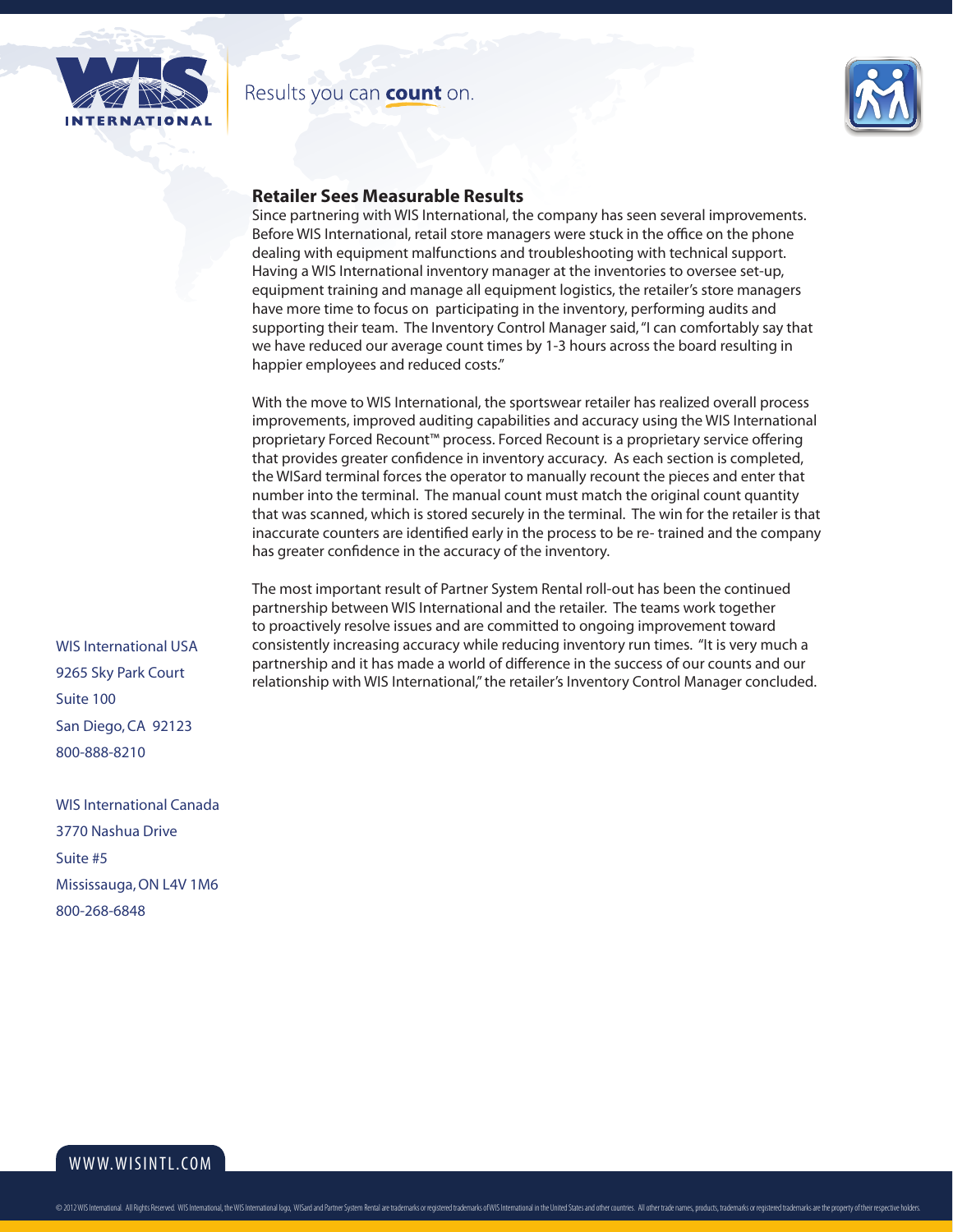Results you can **count** on.

## Retailer Sees Measurable Results

Since partnering with WIS International, the company has seen several improvements. Before WIS International, retail store managers were stuck in the office on the phone dealing with equipment malfunctions and troubleshooting with technical support. Having a WIS International inventory manager at the inventories to oversee set-up, equipment training and manage all equipment logistics, the retailer's store managers have more time to focus on participating in the inventory, performing audits and supporting their team. The Inventory Control Manager said, "I can comfortably say that we have reduced our average count times by 1-3 hours across the board resulting in happier employees and reduced costs."

With the move to WIS International, the sportswear retailer has realized overall process improvements, improved auditing capabilities and accuracy using the WIS International proprietary Forced Recount™ process. Forced Recount is a proprietary service offering that provides greater confidence in inventory accuracy. As each section is completed, the WISard terminal forces the operator to manually recount the pieces and enter that number into the terminal. The manual count must match the original count quantity that was scanned, which is stored securely in the terminal. The win for the retailer is that inaccurate counters are identified early in the process to be re- trained and the company has greater confidence in the accuracy of the inventory.

The most important result of Partner System Rental roll-out has been the continued partnership between WIS International and the retailer. The teams work together to proactively resolve issues and are committed to ongoing improvement toward consistently increasing accuracy while reducing inventory run times. "It is very much a partnership and it has made a world of difference in the success of our counts and our relationship with WIS International," the retailer's Inventory Control Manager concluded.

WIS International USA
9265 Sky Park Court
Suite 100
San Diego, CA 92123
800-888-8210

WIS International Canada
3770 Nashua Drive
Suite #5
Mississauga, ON L4V 1M6
800-268-6848

WWW.WISINTL.COM

© 2012 WIS International. All Rights Reserved. WIS International, the WIS International logo, WISard and Partner System Rental are trademarks or registered trademarks of WIS International in the United States and other countries. All other trade names, products, trademarks or registered trademarks are the property of their respective holders.